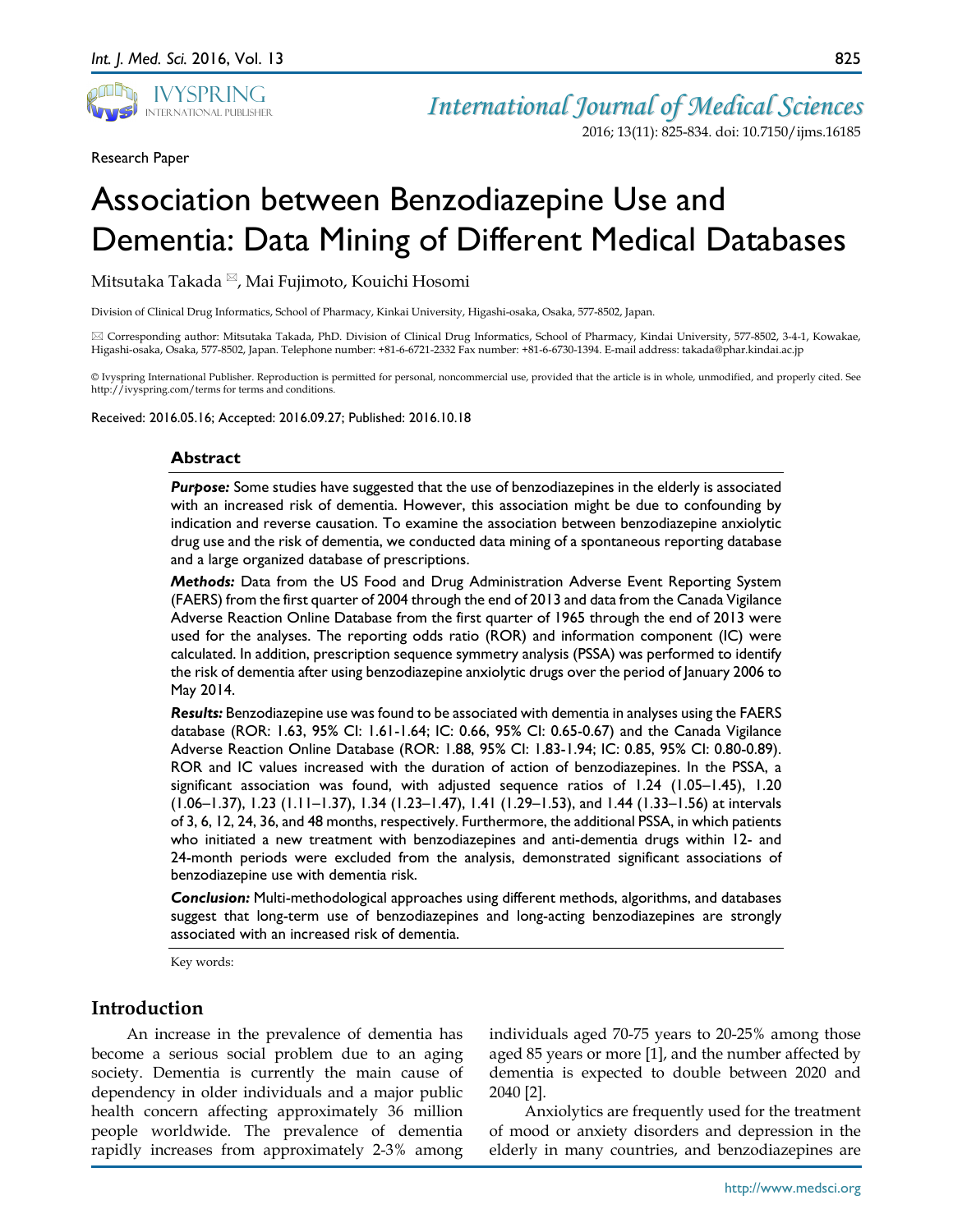Research Paper

# Association between Benzodiazepine Use and Dementia: Data Mining of Different Medical Databases

Mitsutaka Takada ✉, Mai Fujimoto, Kouichi Hosomi

Division of Clinical Drug Informatics, School of Pharmacy, Kinkai University, Higashi-osaka, Osaka, 577-8502, Japan.

✉ Corresponding author: Mitsutaka Takada, PhD. Division of Clinical Drug Informatics, School of Pharmacy, Kindai University, 577-8502, 3-4-1, Kowakae, Higashi-osaka, Osaka, 577-8502, Japan. Telephone number: +81-6-6721-2332 Fax number: +81-6-6730-1394. E-mail address: takada@phar.kindai.ac.jp

© Ivyspring International Publisher. Reproduction is permitted for personal, noncommercial use, provided that the article is in whole, unmodified, and properly cited. See http://ivyspring.com/terms for terms and conditions.

Received: 2016.05.16; Accepted: 2016.09.27; Published: 2016.10.18

## Abstract

***Purpose:*** Some studies have suggested that the use of benzodiazepines in the elderly is associated with an increased risk of dementia. However, this association might be due to confounding by indication and reverse causation. To examine the association between benzodiazepine anxiolytic drug use and the risk of dementia, we conducted data mining of a spontaneous reporting database and a large organized database of prescriptions.

***Methods:*** Data from the US Food and Drug Administration Adverse Event Reporting System (FAERS) from the first quarter of 2004 through the end of 2013 and data from the Canada Vigilance Adverse Reaction Online Database from the first quarter of 1965 through the end of 2013 were used for the analyses. The reporting odds ratio (ROR) and information component (IC) were calculated. In addition, prescription sequence symmetry analysis (PSSA) was performed to identify the risk of dementia after using benzodiazepine anxiolytic drugs over the period of January 2006 to May 2014.

***Results:*** Benzodiazepine use was found to be associated with dementia in analyses using the FAERS database (ROR: 1.63, 95% CI: 1.61-1.64; IC: 0.66, 95% CI: 0.65-0.67) and the Canada Vigilance Adverse Reaction Online Database (ROR: 1.88, 95% CI: 1.83-1.94; IC: 0.85, 95% CI: 0.80-0.89). ROR and IC values increased with the duration of action of benzodiazepines. In the PSSA, a significant association was found, with adjusted sequence ratios of 1.24 (1.05–1.45), 1.20 (1.06–1.37), 1.23 (1.11–1.37), 1.34 (1.23–1.47), 1.41 (1.29–1.53), and 1.44 (1.33–1.56) at intervals of 3, 6, 12, 24, 36, and 48 months, respectively. Furthermore, the additional PSSA, in which patients who initiated a new treatment with benzodiazepines and anti-dementia drugs within 12- and 24-month periods were excluded from the analysis, demonstrated significant associations of benzodiazepine use with dementia risk.

***Conclusion:*** Multi-methodological approaches using different methods, algorithms, and databases suggest that long-term use of benzodiazepines and long-acting benzodiazepines are strongly associated with an increased risk of dementia.

Key words:

## Introduction

An increase in the prevalence of dementia has become a serious social problem due to an aging society. Dementia is currently the main cause of dependency in older individuals and a major public health concern affecting approximately 36 million people worldwide. The prevalence of dementia rapidly increases from approximately 2-3% among individuals aged 70-75 years to 20-25% among those aged 85 years or more [1], and the number affected by dementia is expected to double between 2020 and 2040 [2].

Anxiolytics are frequently used for the treatment of mood or anxiety disorders and depression in the elderly in many countries, and benzodiazepines are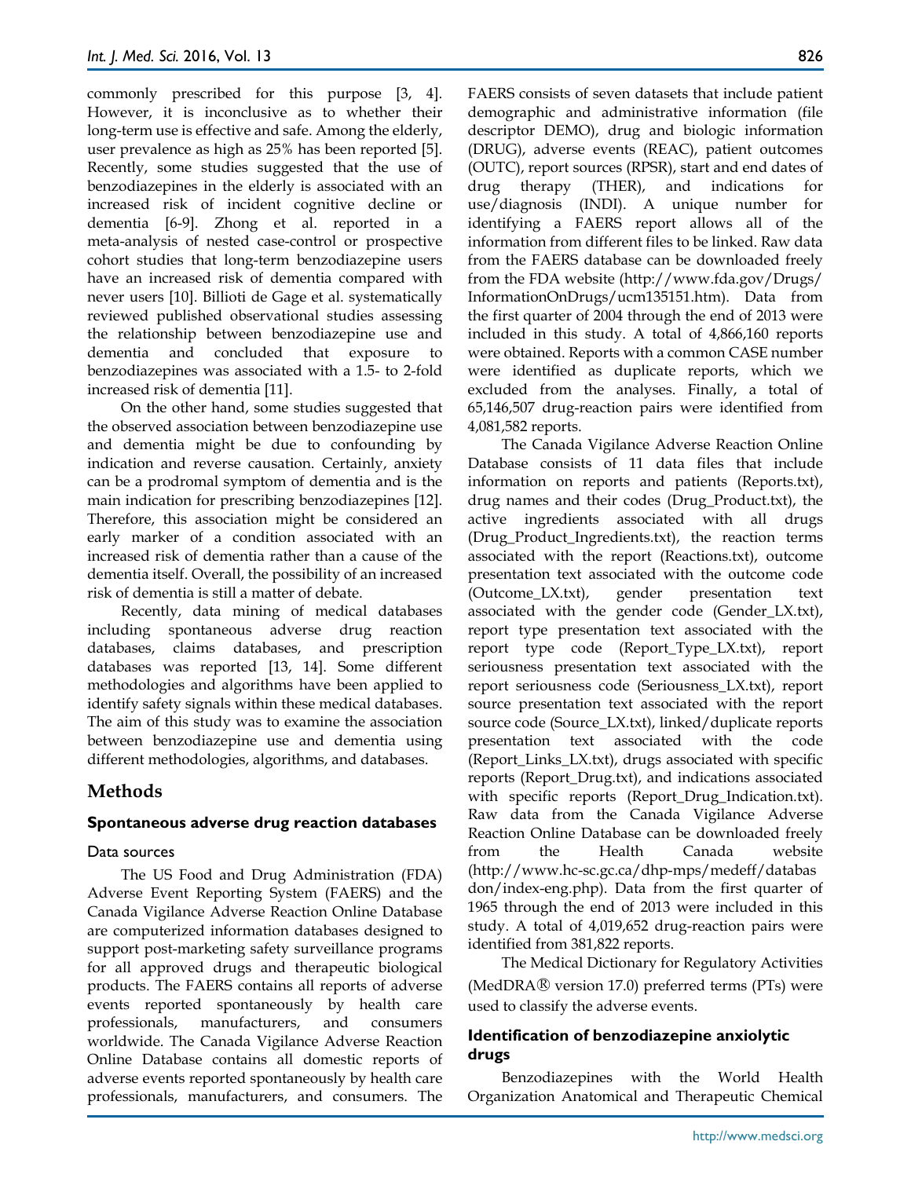commonly prescribed for this purpose [3, 4]. However, it is inconclusive as to whether their long-term use is effective and safe. Among the elderly, user prevalence as high as 25% has been reported [5]. Recently, some studies suggested that the use of benzodiazepines in the elderly is associated with an increased risk of incident cognitive decline or dementia [6-9]. Zhong et al. reported in a meta-analysis of nested case-control or prospective cohort studies that long-term benzodiazepine users have an increased risk of dementia compared with never users [10]. Billioti de Gage et al. systematically reviewed published observational studies assessing the relationship between benzodiazepine use and dementia and concluded that exposure to benzodiazepines was associated with a 1.5- to 2-fold increased risk of dementia [11].

On the other hand, some studies suggested that the observed association between benzodiazepine use and dementia might be due to confounding by indication and reverse causation. Certainly, anxiety can be a prodromal symptom of dementia and is the main indication for prescribing benzodiazepines [12]. Therefore, this association might be considered an early marker of a condition associated with an increased risk of dementia rather than a cause of the dementia itself. Overall, the possibility of an increased risk of dementia is still a matter of debate.

Recently, data mining of medical databases including spontaneous adverse drug reaction databases, claims databases, and prescription databases was reported [13, 14]. Some different methodologies and algorithms have been applied to identify safety signals within these medical databases. The aim of this study was to examine the association between benzodiazepine use and dementia using different methodologies, algorithms, and databases.

## Methods

### Spontaneous adverse drug reaction databases

#### Data sources

The US Food and Drug Administration (FDA) Adverse Event Reporting System (FAERS) and the Canada Vigilance Adverse Reaction Online Database are computerized information databases designed to support post-marketing safety surveillance programs for all approved drugs and therapeutic biological products. The FAERS contains all reports of adverse events reported spontaneously by health care professionals, manufacturers, and consumers worldwide. The Canada Vigilance Adverse Reaction Online Database contains all domestic reports of adverse events reported spontaneously by health care professionals, manufacturers, and consumers. The FAERS consists of seven datasets that include patient demographic and administrative information (file descriptor DEMO), drug and biologic information (DRUG), adverse events (REAC), patient outcomes (OUTC), report sources (RPSR), start and end dates of drug therapy (THER), and indications for use/diagnosis (INDI). A unique number for identifying a FAERS report allows all of the information from different files to be linked. Raw data from the FAERS database can be downloaded freely from the FDA website (http://www.fda.gov/Drugs/InformationOnDrugs/ucm135151.htm). Data from the first quarter of 2004 through the end of 2013 were included in this study. A total of 4,866,160 reports were obtained. Reports with a common CASE number were identified as duplicate reports, which we excluded from the analyses. Finally, a total of 65,146,507 drug-reaction pairs were identified from 4,081,582 reports.

The Canada Vigilance Adverse Reaction Online Database consists of 11 data files that include information on reports and patients (Reports.txt), drug names and their codes (Drug_Product.txt), the active ingredients associated with all drugs (Drug_Product_Ingredients.txt), the reaction terms associated with the report (Reactions.txt), outcome presentation text associated with the outcome code (Outcome_LX.txt), gender presentation text associated with the gender code (Gender_LX.txt), report type presentation text associated with the report type code (Report_Type_LX.txt), report seriousness presentation text associated with the report seriousness code (Seriousness_LX.txt), report source presentation text associated with the report source code (Source_LX.txt), linked/duplicate reports presentation text associated with the code (Report_Links_LX.txt), drugs associated with specific reports (Report_Drug.txt), and indications associated with specific reports (Report_Drug_Indication.txt). Raw data from the Canada Vigilance Adverse Reaction Online Database can be downloaded freely from the Health Canada website (http://www.hc-sc.gc.ca/dhp-mps/medeff/databasdon/index-eng.php). Data from the first quarter of 1965 through the end of 2013 were included in this study. A total of 4,019,652 drug-reaction pairs were identified from 381,822 reports.

The Medical Dictionary for Regulatory Activities (MedDRA® version 17.0) preferred terms (PTs) were used to classify the adverse events.

### Identification of benzodiazepine anxiolytic drugs

Benzodiazepines with the World Health Organization Anatomical and Therapeutic Chemical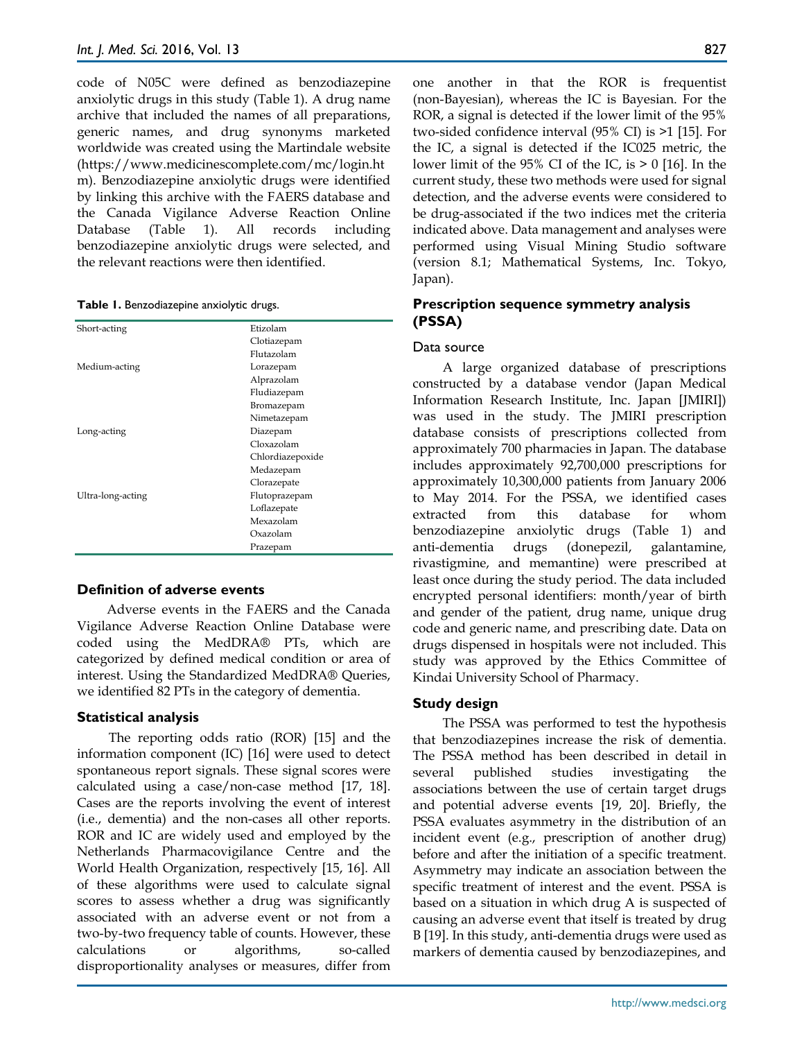code of N05C were defined as benzodiazepine anxiolytic drugs in this study (Table 1). A drug name archive that included the names of all preparations, generic names, and drug synonyms marketed worldwide was created using the Martindale website (https://www.medicinescomplete.com/mc/login.htm). Benzodiazepine anxiolytic drugs were identified by linking this archive with the FAERS database and the Canada Vigilance Adverse Reaction Online Database (Table 1). All records including benzodiazepine anxiolytic drugs were selected, and the relevant reactions were then identified.

**Table 1.** Benzodiazepine anxiolytic drugs.

| | |
|---|---|
| Short-acting | Etizolam |
| | Clotiazepam |
| | Flutazolam |
| Medium-acting | Lorazepam |
| | Alprazolam |
| | Fludiazepam |
| | Bromazepam |
| | Nimetazepam |
| Long-acting | Diazepam |
| | Cloxazolam |
| | Chlordiazepoxide |
| | Medazepam |
| | Clorazepate |
| Ultra-long-acting | Flutoprazepam |
| | Loflazepate |
| | Mexazolam |
| | Oxazolam |
| | Prazepam |

### Definition of adverse events

Adverse events in the FAERS and the Canada Vigilance Adverse Reaction Online Database were coded using the MedDRA® PTs, which are categorized by defined medical condition or area of interest. Using the Standardized MedDRA® Queries, we identified 82 PTs in the category of dementia.

### Statistical analysis

The reporting odds ratio (ROR) [15] and the information component (IC) [16] were used to detect spontaneous report signals. These signal scores were calculated using a case/non-case method [17, 18]. Cases are the reports involving the event of interest (i.e., dementia) and the non-cases all other reports. ROR and IC are widely used and employed by the Netherlands Pharmacovigilance Centre and the World Health Organization, respectively [15, 16]. All of these algorithms were used to calculate signal scores to assess whether a drug was significantly associated with an adverse event or not from a two-by-two frequency table of counts. However, these calculations or algorithms, so-called disproportionality analyses or measures, differ from one another in that the ROR is frequentist (non-Bayesian), whereas the IC is Bayesian. For the ROR, a signal is detected if the lower limit of the 95% two-sided confidence interval (95% CI) is >1 [15]. For the IC, a signal is detected if the IC025 metric, the lower limit of the 95% CI of the IC, is > 0 [16]. In the current study, these two methods were used for signal detection, and the adverse events were considered to be drug-associated if the two indices met the criteria indicated above. Data management and analyses were performed using Visual Mining Studio software (version 8.1; Mathematical Systems, Inc. Tokyo, Japan).

## Prescription sequence symmetry analysis (PSSA)

### Data source

A large organized database of prescriptions constructed by a database vendor (Japan Medical Information Research Institute, Inc. Japan [JMIRI]) was used in the study. The JMIRI prescription database consists of prescriptions collected from approximately 700 pharmacies in Japan. The database includes approximately 92,700,000 prescriptions for approximately 10,300,000 patients from January 2006 to May 2014. For the PSSA, we identified cases extracted from this database for whom benzodiazepine anxiolytic drugs (Table 1) and anti-dementia drugs (donepezil, galantamine, rivastigmine, and memantine) were prescribed at least once during the study period. The data included encrypted personal identifiers: month/year of birth and gender of the patient, drug name, unique drug code and generic name, and prescribing date. Data on drugs dispensed in hospitals were not included. This study was approved by the Ethics Committee of Kindai University School of Pharmacy.

### Study design

The PSSA was performed to test the hypothesis that benzodiazepines increase the risk of dementia. The PSSA method has been described in detail in several published studies investigating the associations between the use of certain target drugs and potential adverse events [19, 20]. Briefly, the PSSA evaluates asymmetry in the distribution of an incident event (e.g., prescription of another drug) before and after the initiation of a specific treatment. Asymmetry may indicate an association between the specific treatment of interest and the event. PSSA is based on a situation in which drug A is suspected of causing an adverse event that itself is treated by drug B [19]. In this study, anti-dementia drugs were used as markers of dementia caused by benzodiazepines, and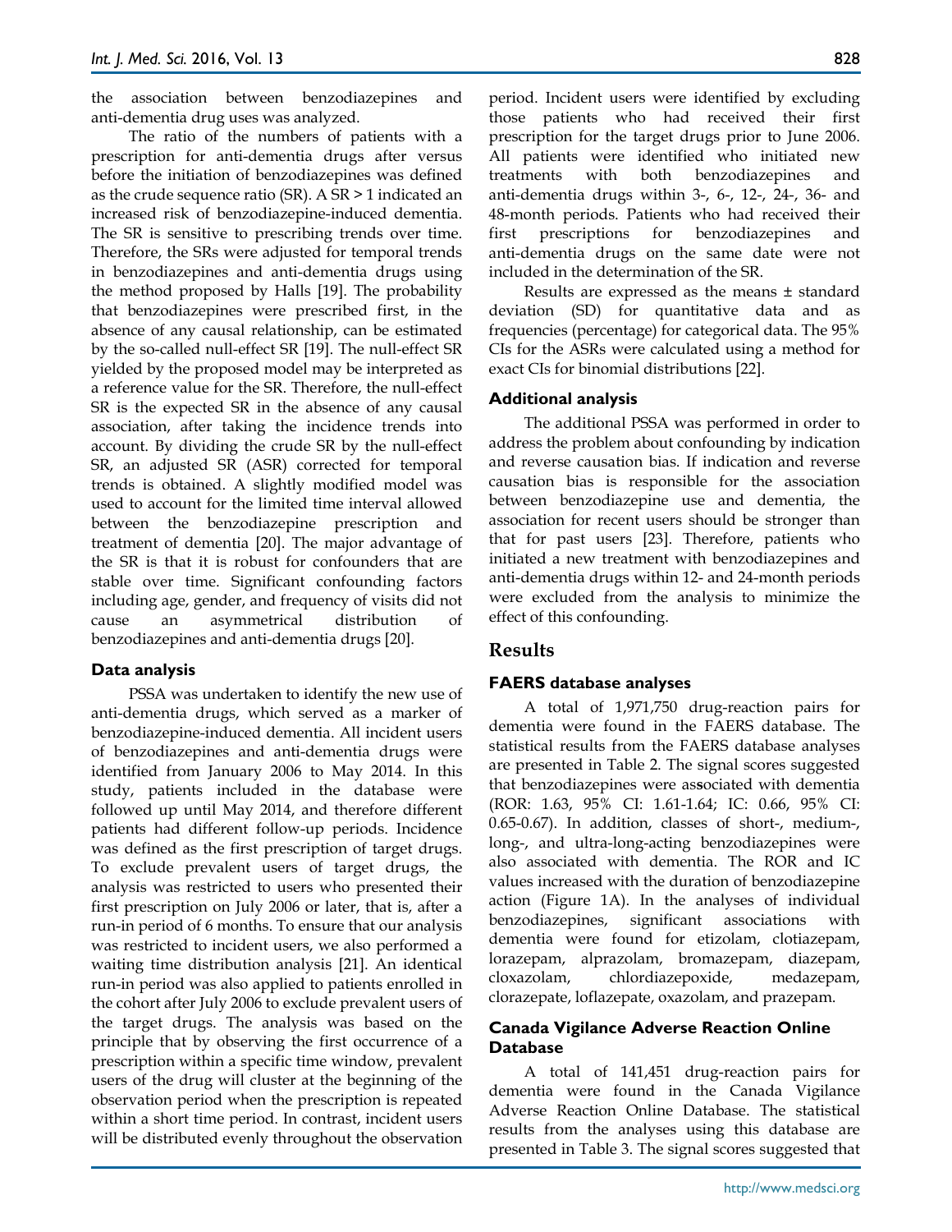the association between benzodiazepines and anti-dementia drug uses was analyzed.

The ratio of the numbers of patients with a prescription for anti-dementia drugs after versus before the initiation of benzodiazepines was defined as the crude sequence ratio (SR). A SR > 1 indicated an increased risk of benzodiazepine-induced dementia. The SR is sensitive to prescribing trends over time. Therefore, the SRs were adjusted for temporal trends in benzodiazepines and anti-dementia drugs using the method proposed by Halls [19]. The probability that benzodiazepines were prescribed first, in the absence of any causal relationship, can be estimated by the so-called null-effect SR [19]. The null-effect SR yielded by the proposed model may be interpreted as a reference value for the SR. Therefore, the null-effect SR is the expected SR in the absence of any causal association, after taking the incidence trends into account. By dividing the crude SR by the null-effect SR, an adjusted SR (ASR) corrected for temporal trends is obtained. A slightly modified model was used to account for the limited time interval allowed between the benzodiazepine prescription and treatment of dementia [20]. The major advantage of the SR is that it is robust for confounders that are stable over time. Significant confounding factors including age, gender, and frequency of visits did not cause an asymmetrical distribution of benzodiazepines and anti-dementia drugs [20].

### Data analysis

PSSA was undertaken to identify the new use of anti-dementia drugs, which served as a marker of benzodiazepine-induced dementia. All incident users of benzodiazepines and anti-dementia drugs were identified from January 2006 to May 2014. In this study, patients included in the database were followed up until May 2014, and therefore different patients had different follow-up periods. Incidence was defined as the first prescription of target drugs. To exclude prevalent users of target drugs, the analysis was restricted to users who presented their first prescription on July 2006 or later, that is, after a run-in period of 6 months. To ensure that our analysis was restricted to incident users, we also performed a waiting time distribution analysis [21]. An identical run-in period was also applied to patients enrolled in the cohort after July 2006 to exclude prevalent users of the target drugs. The analysis was based on the principle that by observing the first occurrence of a prescription within a specific time window, prevalent users of the drug will cluster at the beginning of the observation period when the prescription is repeated within a short time period. In contrast, incident users will be distributed evenly throughout the observation period. Incident users were identified by excluding those patients who had received their first prescription for the target drugs prior to June 2006. All patients were identified who initiated new treatments with both benzodiazepines and anti-dementia drugs within 3-, 6-, 12-, 24-, 36- and 48-month periods. Patients who had received their first prescriptions for benzodiazepines and anti-dementia drugs on the same date were not included in the determination of the SR.

Results are expressed as the means ± standard deviation (SD) for quantitative data and as frequencies (percentage) for categorical data. The 95% CIs for the ASRs were calculated using a method for exact CIs for binomial distributions [22].

### Additional analysis

The additional PSSA was performed in order to address the problem about confounding by indication and reverse causation bias. If indication and reverse causation bias is responsible for the association between benzodiazepine use and dementia, the association for recent users should be stronger than that for past users [23]. Therefore, patients who initiated a new treatment with benzodiazepines and anti-dementia drugs within 12- and 24-month periods were excluded from the analysis to minimize the effect of this confounding.

## Results

### FAERS database analyses

A total of 1,971,750 drug-reaction pairs for dementia were found in the FAERS database. The statistical results from the FAERS database analyses are presented in Table 2. The signal scores suggested that benzodiazepines were associated with dementia (ROR: 1.63, 95% CI: 1.61-1.64; IC: 0.66, 95% CI: 0.65-0.67). In addition, classes of short-, medium-, long-, and ultra-long-acting benzodiazepines were also associated with dementia. The ROR and IC values increased with the duration of benzodiazepine action (Figure 1A). In the analyses of individual benzodiazepines, significant associations with dementia were found for etizolam, clotiazepam, lorazepam, alprazolam, bromazepam, diazepam, cloxazolam, chlordiazepoxide, medazepam, clorazepate, loflazepate, oxazolam, and prazepam.

### Canada Vigilance Adverse Reaction Online Database

A total of 141,451 drug-reaction pairs for dementia were found in the Canada Vigilance Adverse Reaction Online Database. The statistical results from the analyses using this database are presented in Table 3. The signal scores suggested that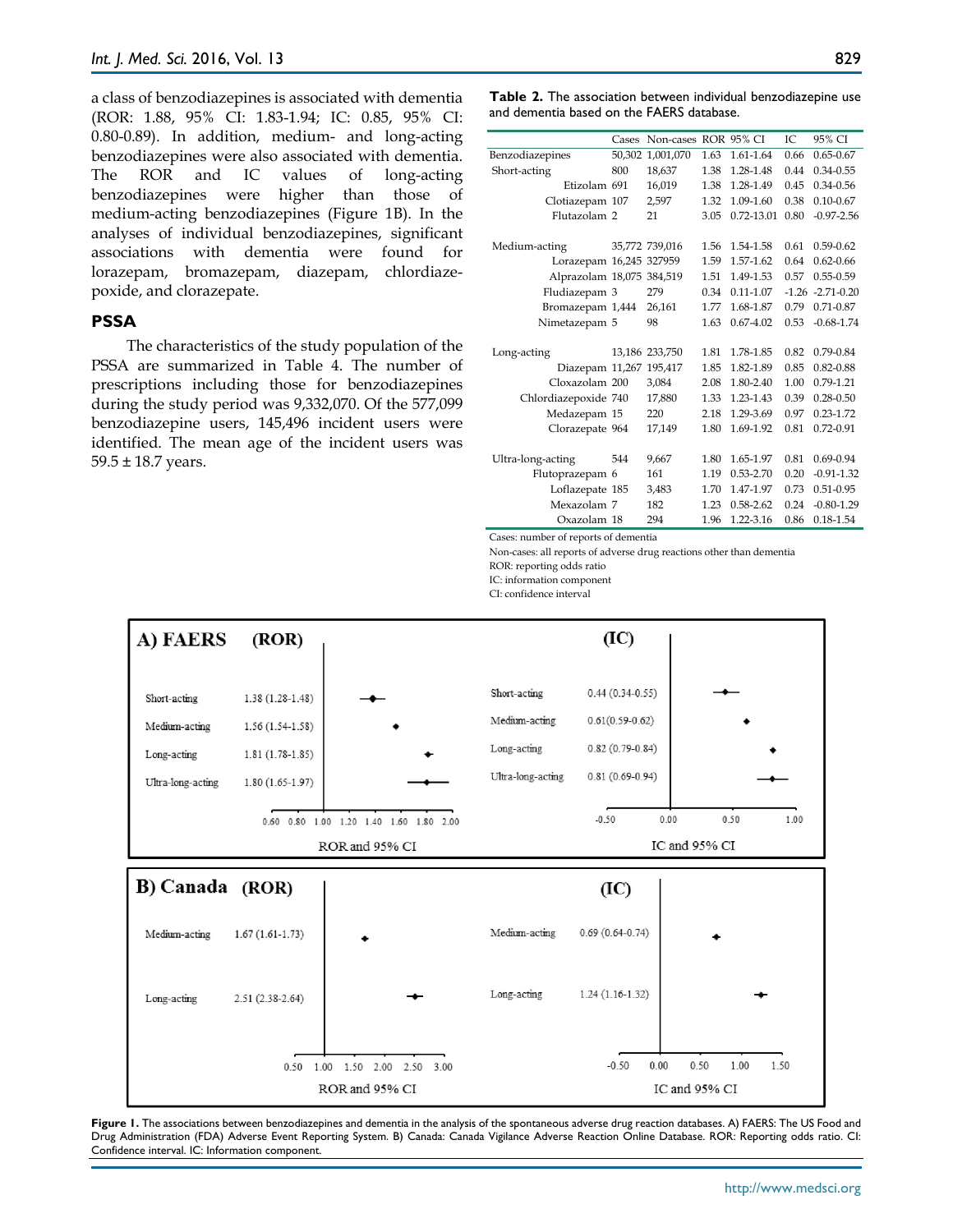a class of benzodiazepines is associated with dementia (ROR: 1.88, 95% CI: 1.83-1.94; IC: 0.85, 95% CI: 0.80-0.89). In addition, medium- and long-acting benzodiazepines were also associated with dementia. The ROR and IC values of long-acting benzodiazepines were higher than those of medium-acting benzodiazepines (Figure 1B). In the analyses of individual benzodiazepines, significant associations with dementia were found for lorazepam, bromazepam, diazepam, chlordiazepoxide, and clorazepate.

### PSSA

The characteristics of the study population of the PSSA are summarized in Table 4. The number of prescriptions including those for benzodiazepines during the study period was 9,332,070. Of the 577,099 benzodiazepine users, 145,496 incident users were identified. The mean age of the incident users was 59.5 ± 18.7 years.

**Table 2.** The association between individual benzodiazepine use and dementia based on the FAERS database.

| | Cases | Non-cases | ROR | 95% CI | IC | 95% CI |
|---|---|---|---|---|---|---|
| Benzodiazepines | 50,302 | 1,001,070 | 1.63 | 1.61-1.64 | 0.66 | 0.65-0.67 |
| Short-acting | 800 | 18,637 | 1.38 | 1.28-1.48 | 0.44 | 0.34-0.55 |
| Etizolam | 691 | 16,019 | 1.38 | 1.28-1.49 | 0.45 | 0.34-0.56 |
| Clotiazepam | 107 | 2,597 | 1.32 | 1.09-1.60 | 0.38 | 0.10-0.67 |
| Flutazolam | 2 | 21 | 3.05 | 0.72-13.01 | 0.80 | -0.97-2.56 |
| Medium-acting | 35,772 | 739,016 | 1.56 | 1.54-1.58 | 0.61 | 0.59-0.62 |
| Lorazepam | 16,245 | 327959 | 1.59 | 1.57-1.62 | 0.64 | 0.62-0.66 |
| Alprazolam | 18,075 | 384,519 | 1.51 | 1.49-1.53 | 0.57 | 0.55-0.59 |
| Fludiazepam | 3 | 279 | 0.34 | 0.11-1.07 | -1.26 | -2.71-0.20 |
| Bromazepam | 1,444 | 26,161 | 1.77 | 1.68-1.87 | 0.79 | 0.71-0.87 |
| Nimetazepam | 5 | 98 | 1.63 | 0.67-4.02 | 0.53 | -0.68-1.74 |
| Long-acting | 13,186 | 233,750 | 1.81 | 1.78-1.85 | 0.82 | 0.79-0.84 |
| Diazepam | 11,267 | 195,417 | 1.85 | 1.82-1.89 | 0.85 | 0.82-0.88 |
| Cloxazolam | 200 | 3,084 | 2.08 | 1.80-2.40 | 1.00 | 0.79-1.21 |
| Chlordiazepoxide | 740 | 17,880 | 1.33 | 1.23-1.43 | 0.39 | 0.28-0.50 |
| Medazepam | 15 | 220 | 2.18 | 1.29-3.69 | 0.97 | 0.23-1.72 |
| Clorazepate | 964 | 17,149 | 1.80 | 1.69-1.92 | 0.81 | 0.72-0.91 |
| Ultra-long-acting | 544 | 9,667 | 1.80 | 1.65-1.97 | 0.81 | 0.69-0.94 |
| Flutoprazepam | 6 | 161 | 1.19 | 0.53-2.70 | 0.20 | -0.91-1.32 |
| Loflazepate | 185 | 3,483 | 1.70 | 1.47-1.97 | 0.73 | 0.51-0.95 |
| Mexazolam | 7 | 182 | 1.23 | 0.58-2.62 | 0.24 | -0.80-1.29 |
| Oxazolam | 18 | 294 | 1.96 | 1.22-3.16 | 0.86 | 0.18-1.54 |

Cases: number of reports of dementia
Non-cases: all reports of adverse drug reactions other than dementia
ROR: reporting odds ratio
IC: information component
CI: confidence interval

**Figure 1.** The associations between benzodiazepines and dementia in the analysis of the spontaneous adverse drug reaction databases. A) FAERS: The US Food and Drug Administration (FDA) Adverse Event Reporting System. B) Canada: Canada Vigilance Adverse Reaction Online Database. ROR: Reporting odds ratio. CI: Confidence interval. IC: Information component.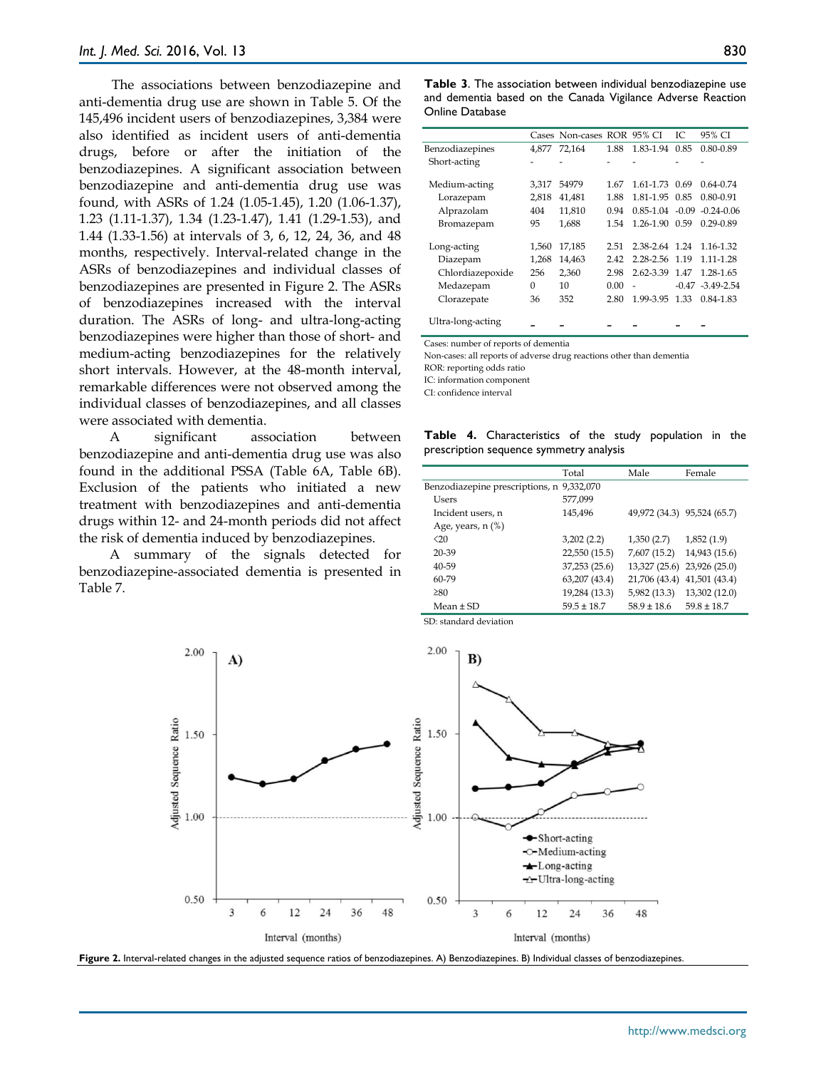The associations between benzodiazepine and anti-dementia drug use are shown in Table 5. Of the 145,496 incident users of benzodiazepines, 3,384 were also identified as incident users of anti-dementia drugs, before or after the initiation of the benzodiazepines. A significant association between benzodiazepine and anti-dementia drug use was found, with ASRs of 1.24 (1.05-1.45), 1.20 (1.06-1.37), 1.23 (1.11-1.37), 1.34 (1.23-1.47), 1.41 (1.29-1.53), and 1.44 (1.33-1.56) at intervals of 3, 6, 12, 24, 36, and 48 months, respectively. Interval-related change in the ASRs of benzodiazepines and individual classes of benzodiazepines are presented in Figure 2. The ASRs of benzodiazepines increased with the interval duration. The ASRs of long- and ultra-long-acting benzodiazepines were higher than those of short- and medium-acting benzodiazepines for the relatively short intervals. However, at the 48-month interval, remarkable differences were not observed among the individual classes of benzodiazepines, and all classes were associated with dementia.

A significant association between benzodiazepine and anti-dementia drug use was also found in the additional PSSA (Table 6A, Table 6B). Exclusion of the patients who initiated a new treatment with benzodiazepines and anti-dementia drugs within 12- and 24-month periods did not affect the risk of dementia induced by benzodiazepines.

A summary of the signals detected for benzodiazepine-associated dementia is presented in Table 7.

**Table 3**. The association between individual benzodiazepine use and dementia based on the Canada Vigilance Adverse Reaction Online Database

| | Cases | Non-cases | ROR | 95% CI | IC | 95% CI |
|---|---|---|---|---|---|---|
| Benzodiazepines | 4,877 | 72,164 | 1.88 | 1.83-1.94 | 0.85 | 0.80-0.89 |
| Short-acting | - | - | - | - | - | - |
| Medium-acting | 3,317 | 54979 | 1.67 | 1.61-1.73 | 0.69 | 0.64-0.74 |
| Lorazepam | 2,818 | 41,481 | 1.88 | 1.81-1.95 | 0.85 | 0.80-0.91 |
| Alprazolam | 404 | 11,810 | 0.94 | 0.85-1.04 | -0.09 | -0.24-0.06 |
| Bromazepam | 95 | 1,688 | 1.54 | 1.26-1.90 | 0.59 | 0.29-0.89 |
| Long-acting | 1,560 | 17,185 | 2.51 | 2.38-2.64 | 1.24 | 1.16-1.32 |
| Diazepam | 1,268 | 14,463 | 2.42 | 2.28-2.56 | 1.19 | 1.11-1.28 |
| Chlordiazepoxide | 256 | 2,360 | 2.98 | 2.62-3.39 | 1.47 | 1.28-1.65 |
| Medazepam | 0 | 10 | 0.00 | - | -0.47 | -3.49-2.54 |
| Clorazepate | 36 | 352 | 2.80 | 1.99-3.95 | 1.33 | 0.84-1.83 |
| Ultra-long-acting | - | - | - | - | - | - |

Cases: number of reports of dementia
Non-cases: all reports of adverse drug reactions other than dementia
ROR: reporting odds ratio
IC: information component
CI: confidence interval

**Table 4.** Characteristics of the study population in the prescription sequence symmetry analysis

| | Total | Male | Female |
|---|---|---|---|
| Benzodiazepine prescriptions, n | 9,332,070 | | |
| Users | 577,099 | | |
| Incident users, n | 145,496 | 49,972 (34.3) | 95,524 (65.7) |
| Age, years, n (%) | | | |
| <20 | 3,202 (2.2) | 1,350 (2.7) | 1,852 (1.9) |
| 20-39 | 22,550 (15.5) | 7,607 (15.2) | 14,943 (15.6) |
| 40-59 | 37,253 (25.6) | 13,327 (25.6) | 23,926 (25.0) |
| 60-79 | 63,207 (43.4) | 21,706 (43.4) | 41,501 (43.4) |
| ≥80 | 19,284 (13.3) | 5,982 (13.3) | 13,302 (12.0) |
| Mean ± SD | 59.5 ± 18.7 | 58.9 ± 18.6 | 59.8 ± 18.7 |

SD: standard deviation

**Figure 2.** Interval-related changes in the adjusted sequence ratios of benzodiazepines. A) Benzodiazepines. B) Individual classes of benzodiazepines.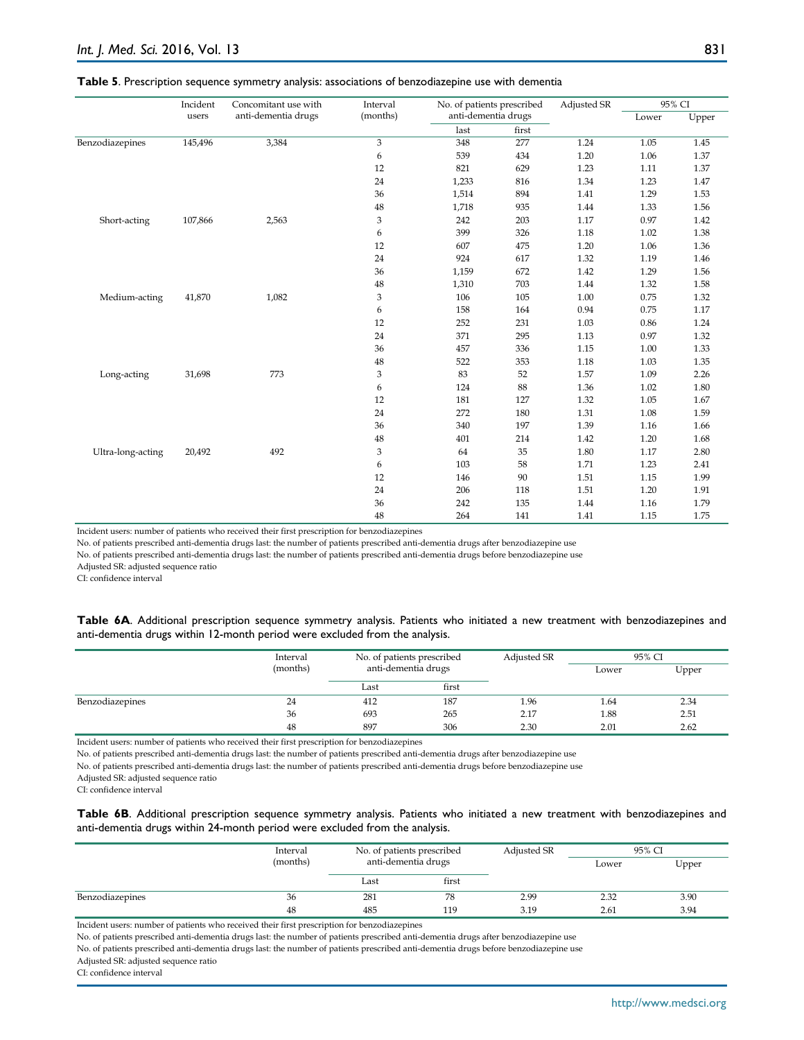**Table 5**. Prescription sequence symmetry analysis: associations of benzodiazepine use with dementia

| | Incident users | Concomitant use with anti-dementia drugs | Interval (months) | No. of patients prescribed anti-dementia drugs | | Adjusted SR | 95% CI | |
|---|---|---|---|---|---|---|---|---|
| | | | | last | first | | Lower | Upper |
| Benzodiazepines | 145,496 | 3,384 | 3 | 348 | 277 | 1.24 | 1.05 | 1.45 |
| | | | 6 | 539 | 434 | 1.20 | 1.06 | 1.37 |
| | | | 12 | 821 | 629 | 1.23 | 1.11 | 1.37 |
| | | | 24 | 1,233 | 816 | 1.34 | 1.23 | 1.47 |
| | | | 36 | 1,514 | 894 | 1.41 | 1.29 | 1.53 |
| | | | 48 | 1,718 | 935 | 1.44 | 1.33 | 1.56 |
| Short-acting | 107,866 | 2,563 | 3 | 242 | 203 | 1.17 | 0.97 | 1.42 |
| | | | 6 | 399 | 326 | 1.18 | 1.02 | 1.38 |
| | | | 12 | 607 | 475 | 1.20 | 1.06 | 1.36 |
| | | | 24 | 924 | 617 | 1.32 | 1.19 | 1.46 |
| | | | 36 | 1,159 | 672 | 1.42 | 1.29 | 1.56 |
| | | | 48 | 1,310 | 703 | 1.44 | 1.32 | 1.58 |
| Medium-acting | 41,870 | 1,082 | 3 | 106 | 105 | 1.00 | 0.75 | 1.32 |
| | | | 6 | 158 | 164 | 0.94 | 0.75 | 1.17 |
| | | | 12 | 252 | 231 | 1.03 | 0.86 | 1.24 |
| | | | 24 | 371 | 295 | 1.13 | 0.97 | 1.32 |
| | | | 36 | 457 | 336 | 1.15 | 1.00 | 1.33 |
| | | | 48 | 522 | 353 | 1.18 | 1.03 | 1.35 |
| Long-acting | 31,698 | 773 | 3 | 83 | 52 | 1.57 | 1.09 | 2.26 |
| | | | 6 | 124 | 88 | 1.36 | 1.02 | 1.80 |
| | | | 12 | 181 | 127 | 1.32 | 1.05 | 1.67 |
| | | | 24 | 272 | 180 | 1.31 | 1.08 | 1.59 |
| | | | 36 | 340 | 197 | 1.39 | 1.16 | 1.66 |
| | | | 48 | 401 | 214 | 1.42 | 1.20 | 1.68 |
| Ultra-long-acting | 20,492 | 492 | 3 | 64 | 35 | 1.80 | 1.17 | 2.80 |
| | | | 6 | 103 | 58 | 1.71 | 1.23 | 2.41 |
| | | | 12 | 146 | 90 | 1.51 | 1.15 | 1.99 |
| | | | 24 | 206 | 118 | 1.51 | 1.20 | 1.91 |
| | | | 36 | 242 | 135 | 1.44 | 1.16 | 1.79 |
| | | | 48 | 264 | 141 | 1.41 | 1.15 | 1.75 |

Incident users: number of patients who received their first prescription for benzodiazepines
No. of patients prescribed anti-dementia drugs last: the number of patients prescribed anti-dementia drugs after benzodiazepine use
No. of patients prescribed anti-dementia drugs last: the number of patients prescribed anti-dementia drugs before benzodiazepine use
Adjusted SR: adjusted sequence ratio
CI: confidence interval

**Table 6A**. Additional prescription sequence symmetry analysis. Patients who initiated a new treatment with benzodiazepines and anti-dementia drugs within 12-month period were excluded from the analysis.

| | Interval (months) | No. of patients prescribed anti-dementia drugs | | Adjusted SR | 95% CI | |
|---|---|---|---|---|---|---|
| | | Last | first | | Lower | Upper |
| Benzodiazepines | 24 | 412 | 187 | 1.96 | 1.64 | 2.34 |
| | 36 | 693 | 265 | 2.17 | 1.88 | 2.51 |
| | 48 | 897 | 306 | 2.30 | 2.01 | 2.62 |

Incident users: number of patients who received their first prescription for benzodiazepines
No. of patients prescribed anti-dementia drugs last: the number of patients prescribed anti-dementia drugs after benzodiazepine use
No. of patients prescribed anti-dementia drugs last: the number of patients prescribed anti-dementia drugs before benzodiazepine use
Adjusted SR: adjusted sequence ratio
CI: confidence interval

**Table 6B**. Additional prescription sequence symmetry analysis. Patients who initiated a new treatment with benzodiazepines and anti-dementia drugs within 24-month period were excluded from the analysis.

| | Interval (months) | No. of patients prescribed anti-dementia drugs | | Adjusted SR | 95% CI | |
|---|---|---|---|---|---|---|
| | | Last | first | | Lower | Upper |
| Benzodiazepines | 36 | 281 | 78 | 2.99 | 2.32 | 3.90 |
| | 48 | 485 | 119 | 3.19 | 2.61 | 3.94 |

Incident users: number of patients who received their first prescription for benzodiazepines
No. of patients prescribed anti-dementia drugs last: the number of patients prescribed anti-dementia drugs after benzodiazepine use
No. of patients prescribed anti-dementia drugs last: the number of patients prescribed anti-dementia drugs before benzodiazepine use
Adjusted SR: adjusted sequence ratio
CI: confidence interval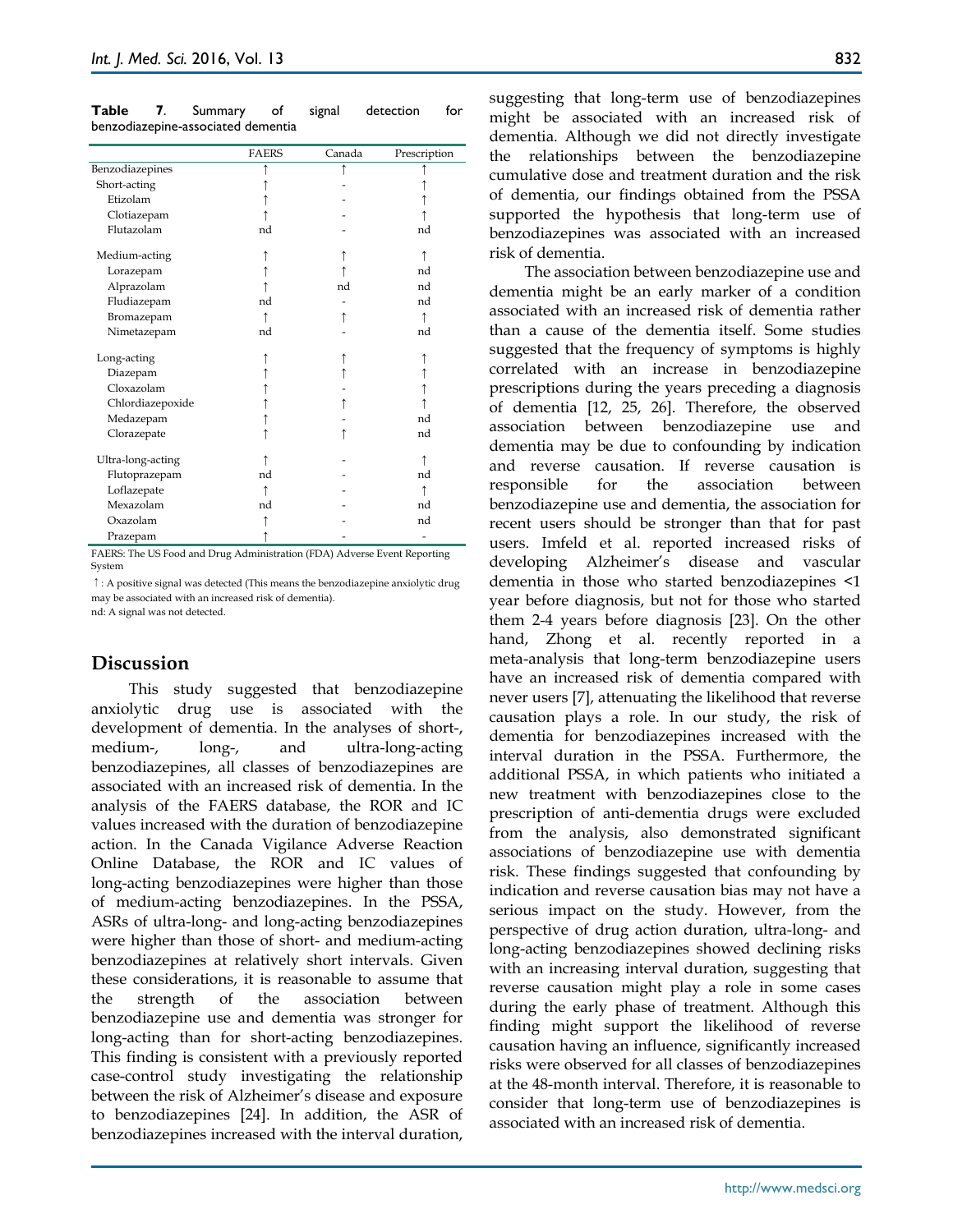**Table 7**. Summary of signal detection for benzodiazepine-associated dementia

| | FAERS | Canada | Prescription |
|---|---|---|---|
| Benzodiazepines | ↑ | ↑ | ↑ |
| Short-acting | ↑ | - | ↑ |
| Etizolam | ↑ | - | ↑ |
| Clotiazepam | ↑ | - | ↑ |
| Flutazolam | nd | - | nd |
| Medium-acting | ↑ | ↑ | ↑ |
| Lorazepam | ↑ | ↑ | nd |
| Alprazolam | ↑ | nd | nd |
| Fludiazepam | nd | - | nd |
| Bromazepam | ↑ | ↑ | ↑ |
| Nimetazepam | nd | - | nd |
| Long-acting | ↑ | ↑ | ↑ |
| Diazepam | ↑ | ↑ | ↑ |
| Cloxazolam | ↑ | - | ↑ |
| Chlordiazepoxide | ↑ | ↑ | ↑ |
| Medazepam | ↑ | - | nd |
| Clorazepate | ↑ | ↑ | nd |
| Ultra-long-acting | ↑ | - | ↑ |
| Flutoprazepam | nd | - | nd |
| Loflazepate | ↑ | - | ↑ |
| Mexazolam | nd | - | nd |
| Oxazolam | ↑ | - | nd |
| Prazepam | ↑ | - | - |

FAERS: The US Food and Drug Administration (FDA) Adverse Event Reporting System

↑: A positive signal was detected (This means the benzodiazepine anxiolytic drug may be associated with an increased risk of dementia).

nd: A signal was not detected.

## Discussion

This study suggested that benzodiazepine anxiolytic drug use is associated with the development of dementia. In the analyses of short-, medium-, long-, and ultra-long-acting benzodiazepines, all classes of benzodiazepines are associated with an increased risk of dementia. In the analysis of the FAERS database, the ROR and IC values increased with the duration of benzodiazepine action. In the Canada Vigilance Adverse Reaction Online Database, the ROR and IC values of long-acting benzodiazepines were higher than those of medium-acting benzodiazepines. In the PSSA, ASRs of ultra-long- and long-acting benzodiazepines were higher than those of short- and medium-acting benzodiazepines at relatively short intervals. Given these considerations, it is reasonable to assume that the strength of the association between benzodiazepine use and dementia was stronger for long-acting than for short-acting benzodiazepines. This finding is consistent with a previously reported case-control study investigating the relationship between the risk of Alzheimer's disease and exposure to benzodiazepines [24]. In addition, the ASR of benzodiazepines increased with the interval duration, suggesting that long-term use of benzodiazepines might be associated with an increased risk of dementia. Although we did not directly investigate the relationships between the benzodiazepine cumulative dose and treatment duration and the risk of dementia, our findings obtained from the PSSA supported the hypothesis that long-term use of benzodiazepines was associated with an increased risk of dementia.

The association between benzodiazepine use and dementia might be an early marker of a condition associated with an increased risk of dementia rather than a cause of the dementia itself. Some studies suggested that the frequency of symptoms is highly correlated with an increase in benzodiazepine prescriptions during the years preceding a diagnosis of dementia [12, 25, 26]. Therefore, the observed association between benzodiazepine use and dementia may be due to confounding by indication and reverse causation. If reverse causation is responsible for the association between benzodiazepine use and dementia, the association for recent users should be stronger than that for past users. Imfeld et al. reported increased risks of developing Alzheimer's disease and vascular dementia in those who started benzodiazepines <1 year before diagnosis, but not for those who started them 2-4 years before diagnosis [23]. On the other hand, Zhong et al. recently reported in a meta-analysis that long-term benzodiazepine users have an increased risk of dementia compared with never users [7], attenuating the likelihood that reverse causation plays a role. In our study, the risk of dementia for benzodiazepines increased with the interval duration in the PSSA. Furthermore, the additional PSSA, in which patients who initiated a new treatment with benzodiazepines close to the prescription of anti-dementia drugs were excluded from the analysis, also demonstrated significant associations of benzodiazepine use with dementia risk. These findings suggested that confounding by indication and reverse causation bias may not have a serious impact on the study. However, from the perspective of drug action duration, ultra-long- and long-acting benzodiazepines showed declining risks with an increasing interval duration, suggesting that reverse causation might play a role in some cases during the early phase of treatment. Although this finding might support the likelihood of reverse causation having an influence, significantly increased risks were observed for all classes of benzodiazepines at the 48-month interval. Therefore, it is reasonable to consider that long-term use of benzodiazepines is associated with an increased risk of dementia.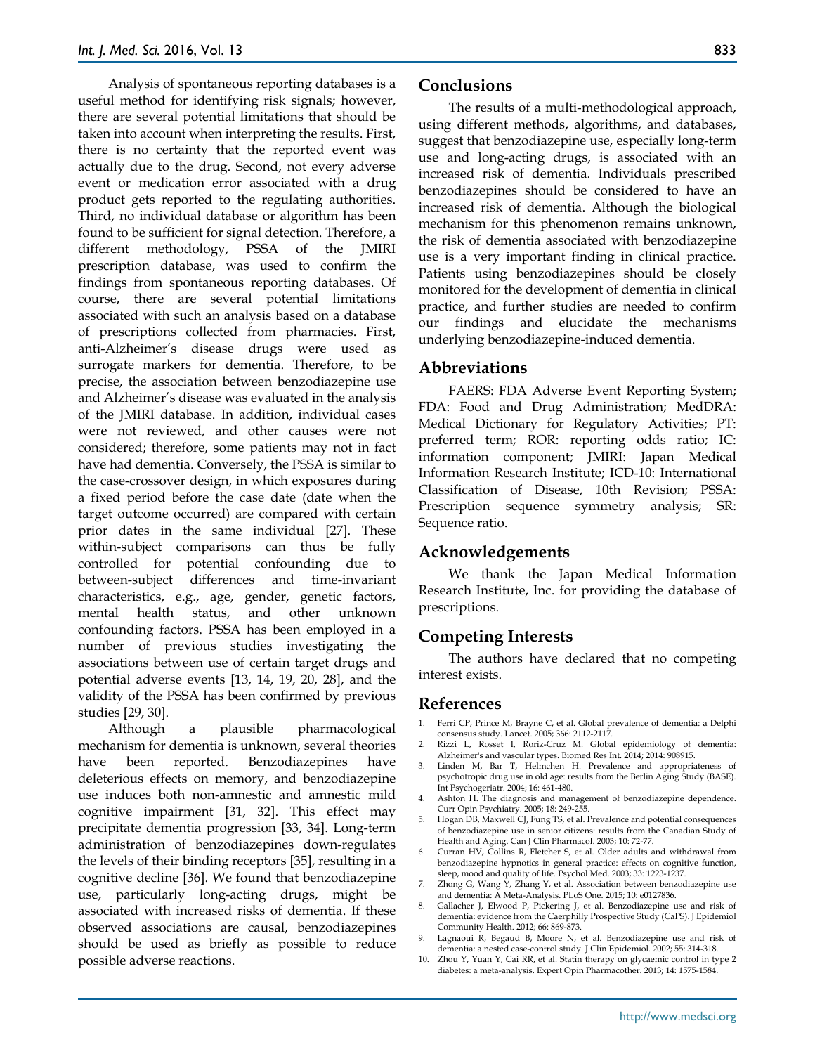Analysis of spontaneous reporting databases is a useful method for identifying risk signals; however, there are several potential limitations that should be taken into account when interpreting the results. First, there is no certainty that the reported event was actually due to the drug. Second, not every adverse event or medication error associated with a drug product gets reported to the regulating authorities. Third, no individual database or algorithm has been found to be sufficient for signal detection. Therefore, a different methodology, PSSA of the JMIRI prescription database, was used to confirm the findings from spontaneous reporting databases. Of course, there are several potential limitations associated with such an analysis based on a database of prescriptions collected from pharmacies. First, anti-Alzheimer's disease drugs were used as surrogate markers for dementia. Therefore, to be precise, the association between benzodiazepine use and Alzheimer's disease was evaluated in the analysis of the JMIRI database. In addition, individual cases were not reviewed, and other causes were not considered; therefore, some patients may not in fact have had dementia. Conversely, the PSSA is similar to the case-crossover design, in which exposures during a fixed period before the case date (date when the target outcome occurred) are compared with certain prior dates in the same individual [27]. These within-subject comparisons can thus be fully controlled for potential confounding due to between-subject differences and time-invariant characteristics, e.g., age, gender, genetic factors, mental health status, and other unknown confounding factors. PSSA has been employed in a number of previous studies investigating the associations between use of certain target drugs and potential adverse events [13, 14, 19, 20, 28], and the validity of the PSSA has been confirmed by previous studies [29, 30].

Although a plausible pharmacological mechanism for dementia is unknown, several theories have been reported. Benzodiazepines have deleterious effects on memory, and benzodiazepine use induces both non-amnestic and amnestic mild cognitive impairment [31, 32]. This effect may precipitate dementia progression [33, 34]. Long-term administration of benzodiazepines down-regulates the levels of their binding receptors [35], resulting in a cognitive decline [36]. We found that benzodiazepine use, particularly long-acting drugs, might be associated with increased risks of dementia. If these observed associations are causal, benzodiazepines should be used as briefly as possible to reduce possible adverse reactions.

## Conclusions

The results of a multi-methodological approach, using different methods, algorithms, and databases, suggest that benzodiazepine use, especially long-term use and long-acting drugs, is associated with an increased risk of dementia. Individuals prescribed benzodiazepines should be considered to have an increased risk of dementia. Although the biological mechanism for this phenomenon remains unknown, the risk of dementia associated with benzodiazepine use is a very important finding in clinical practice. Patients using benzodiazepines should be closely monitored for the development of dementia in clinical practice, and further studies are needed to confirm our findings and elucidate the mechanisms underlying benzodiazepine-induced dementia.

## Abbreviations

FAERS: FDA Adverse Event Reporting System; FDA: Food and Drug Administration; MedDRA: Medical Dictionary for Regulatory Activities; PT: preferred term; ROR: reporting odds ratio; IC: information component; JMIRI: Japan Medical Information Research Institute; ICD-10: International Classification of Disease, 10th Revision; PSSA: Prescription sequence symmetry analysis; SR: Sequence ratio.

## Acknowledgements

We thank the Japan Medical Information Research Institute, Inc. for providing the database of prescriptions.

## Competing Interests

The authors have declared that no competing interest exists.

## References

1. Ferri CP, Prince M, Brayne C, et al. Global prevalence of dementia: a Delphi consensus study. Lancet. 2005; 366: 2112-2117.
2. Rizzi L, Rosset I, Roriz-Cruz M. Global epidemiology of dementia: Alzheimer's and vascular types. Biomed Res Int. 2014; 2014: 908915.
3. Linden M, Bar T, Helmchen H. Prevalence and appropriateness of psychotropic drug use in old age: results from the Berlin Aging Study (BASE). Int Psychogeriatr. 2004; 16: 461-480.
4. Ashton H. The diagnosis and management of benzodiazepine dependence. Curr Opin Psychiatry. 2005; 18: 249-255.
5. Hogan DB, Maxwell CJ, Fung TS, et al. Prevalence and potential consequences of benzodiazepine use in senior citizens: results from the Canadian Study of Health and Aging. Can J Clin Pharmacol. 2003; 10: 72-77.
6. Curran HV, Collins R, Fletcher S, et al. Older adults and withdrawal from benzodiazepine hypnotics in general practice: effects on cognitive function, sleep, mood and quality of life. Psychol Med. 2003; 33: 1223-1237.
7. Zhong G, Wang Y, Zhang Y, et al. Association between benzodiazepine use and dementia: A Meta-Analysis. PLoS One. 2015; 10: e0127836.
8. Gallacher J, Elwood P, Pickering J, et al. Benzodiazepine use and risk of dementia: evidence from the Caerphilly Prospective Study (CaPS). J Epidemiol Community Health. 2012; 66: 869-873.
9. Lagnaoui R, Begaud B, Moore N, et al. Benzodiazepine use and risk of dementia: a nested case-control study. J Clin Epidemiol. 2002; 55: 314-318.
10. Zhou Y, Yuan Y, Cai RR, et al. Statin therapy on glycaemic control in type 2 diabetes: a meta-analysis. Expert Opin Pharmacother. 2013; 14: 1575-1584.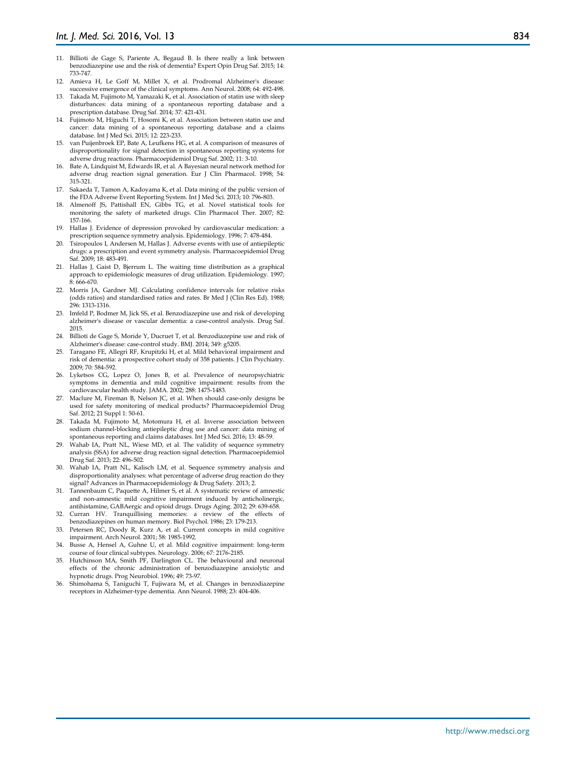11. Billioti de Gage S, Pariente A, Begaud B. Is there really a link between benzodiazepine use and the risk of dementia? Expert Opin Drug Saf. 2015; 14: 733-747.
12. Amieva H, Le Goff M, Millet X, et al. Prodromal Alzheimer's disease: successive emergence of the clinical symptoms. Ann Neurol. 2008; 64: 492-498.
13. Takada M, Fujimoto M, Yamazaki K, et al. Association of statin use with sleep disturbances: data mining of a spontaneous reporting database and a prescription database. Drug Saf. 2014; 37: 421-431.
14. Fujimoto M, Higuchi T, Hosomi K, et al. Association between statin use and cancer: data mining of a spontaneous reporting database and a claims database. Int J Med Sci. 2015; 12: 223-233.
15. van Puijenbroek EP, Bate A, Leufkens HG, et al. A comparison of measures of disproportionality for signal detection in spontaneous reporting systems for adverse drug reactions. Pharmacoepidemiol Drug Saf. 2002; 11: 3-10.
16. Bate A, Lindquist M, Edwards IR, et al. A Bayesian neural network method for adverse drug reaction signal generation. Eur J Clin Pharmacol. 1998; 54: 315-321.
17. Sakaeda T, Tamon A, Kadoyama K, et al. Data mining of the public version of the FDA Adverse Event Reporting System. Int J Med Sci. 2013; 10: 796-803.
18. Almenoff JS, Pattishall EN, Gibbs TG, et al. Novel statistical tools for monitoring the safety of marketed drugs. Clin Pharmacol Ther. 2007; 82: 157-166.
19. Hallas J. Evidence of depression provoked by cardiovascular medication: a prescription sequence symmetry analysis. Epidemiology. 1996; 7: 478-484.
20. Tsiropoulos I, Andersen M, Hallas J. Adverse events with use of antiepileptic drugs: a prescription and event symmetry analysis. Pharmacoepidemiol Drug Saf. 2009; 18: 483-491.
21. Hallas J, Gaist D, Bjerrum L. The waiting time distribution as a graphical approach to epidemiologic measures of drug utilization. Epidemiology. 1997; 8: 666-670.
22. Morris JA, Gardner MJ. Calculating confidence intervals for relative risks (odds ratios) and standardised ratios and rates. Br Med J (Clin Res Ed). 1988; 296: 1313-1316.
23. Imfeld P, Bodmer M, Jick SS, et al. Benzodiazepine use and risk of developing alzheimer's disease or vascular dementia: a case-control analysis. Drug Saf. 2015.
24. Billioti de Gage S, Moride Y, Ducruet T, et al. Benzodiazepine use and risk of Alzheimer's disease: case-control study. BMJ. 2014; 349: g5205.
25. Taragano FE, Allegri RF, Krupitzki H, et al. Mild behavioral impairment and risk of dementia: a prospective cohort study of 358 patients. J Clin Psychiatry. 2009; 70: 584-592.
26. Lyketsos CG, Lopez O, Jones B, et al. Prevalence of neuropsychiatric symptoms in dementia and mild cognitive impairment: results from the cardiovascular health study. JAMA. 2002; 288: 1475-1483.
27. Maclure M, Fireman B, Nelson JC, et al. When should case-only designs be used for safety monitoring of medical products? Pharmacoepidemiol Drug Saf. 2012; 21 Suppl 1: 50-61.
28. Takada M, Fujimoto M, Motomura H, et al. Inverse association between sodium channel-blocking antiepileptic drug use and cancer: data mining of spontaneous reporting and claims databases. Int J Med Sci. 2016; 13: 48-59.
29. Wahab IA, Pratt NL, Wiese MD, et al. The validity of sequence symmetry analysis (SSA) for adverse drug reaction signal detection. Pharmacoepidemiol Drug Saf. 2013; 22: 496-502.
30. Wahab IA, Pratt NL, Kalisch LM, et al. Sequence symmetry analysis and disproportionality analyses: what percentage of adverse drug reaction do they signal? Advances in Pharmacoepidemiology & Drug Safety. 2013; 2.
31. Tannenbaum C, Paquette A, Hilmer S, et al. A systematic review of amnestic and non-amnestic mild cognitive impairment induced by anticholinergic, antihistamine, GABAergic and opioid drugs. Drugs Aging. 2012; 29: 639-658.
32. Curran HV. Tranquillising memories: a review of the effects of benzodiazepines on human memory. Biol Psychol. 1986; 23: 179-213.
33. Petersen RC, Doody R, Kurz A, et al. Current concepts in mild cognitive impairment. Arch Neurol. 2001; 58: 1985-1992.
34. Busse A, Hensel A, Guhne U, et al. Mild cognitive impairment: long-term course of four clinical subtypes. Neurology. 2006; 67: 2176-2185.
35. Hutchinson MA, Smith PF, Darlington CL. The behavioural and neuronal effects of the chronic administration of benzodiazepine anxiolytic and hypnotic drugs. Prog Neurobiol. 1996; 49: 73-97.
36. Shimohama S, Taniguchi T, Fujiwara M, et al. Changes in benzodiazepine receptors in Alzheimer-type dementia. Ann Neurol. 1988; 23: 404-406.